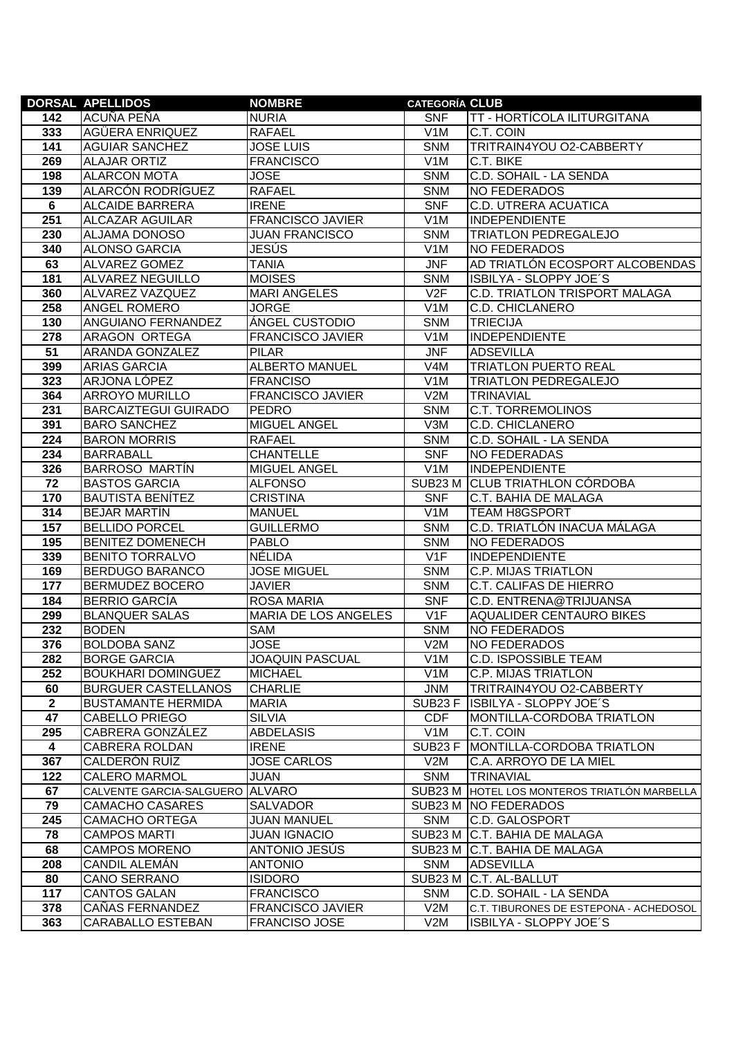| DORSAL | APELLIDOS | NOMBRE | CATEGORÍA | CLUB |
|---|---|---|---|---|
| 142 | ACUÑA PEÑA | NURIA | SNF | TT - HORTÍCOLA ILITURGITANA |
| 333 | AGÜERA ENRIQUEZ | RAFAEL | V1M | C.T. COIN |
| 141 | AGUIAR SANCHEZ | JOSE LUIS | SNM | TRITRAIN4YOU O2-CABBERTY |
| 269 | ALAJAR ORTIZ | FRANCISCO | V1M | C.T. BIKE |
| 198 | ALARCON MOTA | JOSE | SNM | C.D. SOHAIL - LA SENDA |
| 139 | ALARCÓN RODRÍGUEZ | RAFAEL | SNM | NO FEDERADOS |
| 6 | ALCAIDE BARRERA | IRENE | SNF | C.D. UTRERA ACUATICA |
| 251 | ALCAZAR AGUILAR | FRANCISCO JAVIER | V1M | INDEPENDIENTE |
| 230 | ALJAMA DONOSO | JUAN FRANCISCO | SNM | TRIATLON PEDREGALEJO |
| 340 | ALONSO GARCIA | JESÚS | V1M | NO FEDERADOS |
| 63 | ALVAREZ GOMEZ | TANIA | JNF | AD TRIATLÓN ECOSPORT ALCOBENDAS |
| 181 | ALVAREZ NEGUILLO | MOISES | SNM | ISBILYA - SLOPPY JOE´S |
| 360 | ALVAREZ VAZQUEZ | MARI ANGELES | V2F | C.D. TRIATLON TRISPORT MALAGA |
| 258 | ANGEL ROMERO | JORGE | V1M | C.D. CHICLANERO |
| 130 | ANGUIANO FERNANDEZ | ÁNGEL CUSTODIO | SNM | TRIECIJA |
| 278 | ARAGON ORTEGA | FRANCISCO JAVIER | V1M | INDEPENDIENTE |
| 51 | ARANDA GONZALEZ | PILAR | JNF | ADSEVILLA |
| 399 | ARIAS GARCIA | ALBERTO MANUEL | V4M | TRIATLON PUERTO REAL |
| 323 | ARJONA LÓPEZ | FRANCISO | V1M | TRIATLON PEDREGALEJO |
| 364 | ARROYO MURILLO | FRANCISCO JAVIER | V2M | TRINAVIAL |
| 231 | BARCAIZTEGUI GUIRADO | PEDRO | SNM | C.T. TORREMOLINOS |
| 391 | BARO SANCHEZ | MIGUEL ANGEL | V3M | C.D. CHICLANERO |
| 224 | BARON MORRIS | RAFAEL | SNM | C.D. SOHAIL - LA SENDA |
| 234 | BARRABALL | CHANTELLE | SNF | NO FEDERADAS |
| 326 | BARROSO MARTÍN | MIGUEL ANGEL | V1M | INDEPENDIENTE |
| 72 | BASTOS GARCIA | ALFONSO | SUB23 M | CLUB TRIATHLON CÓRDOBA |
| 170 | BAUTISTA BENÍTEZ | CRISTINA | SNF | C.T. BAHIA DE MALAGA |
| 314 | BEJAR MARTÍN | MANUEL | V1M | TEAM H8GSPORT |
| 157 | BELLIDO PORCEL | GUILLERMO | SNM | C.D. TRIATLÓN INACUA MÁLAGA |
| 195 | BENITEZ DOMENECH | PABLO | SNM | NO FEDERADOS |
| 339 | BENITO TORRALVO | NÉLIDA | V1F | INDEPENDIENTE |
| 169 | BERDUGO BARANCO | JOSE MIGUEL | SNM | C.P. MIJAS TRIATLON |
| 177 | BERMUDEZ BOCERO | JAVIER | SNM | C.T. CALIFAS DE HIERRO |
| 184 | BERRIO GARCÍA | ROSA MARIA | SNF | C.D. ENTRENA@TRIJUANSA |
| 299 | BLANQUER SALAS | MARIA DE LOS ANGELES | V1F | AQUALIDER CENTAURO BIKES |
| 232 | BODEN | SAM | SNM | NO FEDERADOS |
| 376 | BOLDOBA SANZ | JOSE | V2M | NO FEDERADOS |
| 282 | BORGE GARCIA | JOAQUIN PASCUAL | V1M | C.D. ISPOSSIBLE TEAM |
| 252 | BOUKHARI DOMINGUEZ | MICHAEL | V1M | C.P. MIJAS TRIATLON |
| 60 | BURGUER CASTELLANOS | CHARLIE | JNM | TRITRAIN4YOU O2-CABBERTY |
| 2 | BUSTAMANTE HERMIDA | MARIA | SUB23 F | ISBILYA - SLOPPY JOE´S |
| 47 | CABELLO PRIEGO | SILVIA | CDF | MONTILLA-CORDOBA TRIATLON |
| 295 | CABRERA GONZÁLEZ | ABDELASIS | V1M | C.T. COIN |
| 4 | CABRERA ROLDAN | IRENE | SUB23 F | MONTILLA-CORDOBA TRIATLON |
| 367 | CALDERÓN RUÍZ | JOSE CARLOS | V2M | C.A. ARROYO DE LA MIEL |
| 122 | CALERO MARMOL | JUAN | SNM | TRINAVIAL |
| 67 | CALVENTE GARCIA-SALGUERO | ALVARO | SUB23 M | HOTEL LOS MONTEROS TRIATLÓN MARBELLA |
| 79 | CAMACHO CASARES | SALVADOR | SUB23 M | NO FEDERADOS |
| 245 | CAMACHO ORTEGA | JUAN MANUEL | SNM | C.D. GALOSPORT |
| 78 | CAMPOS MARTI | JUAN IGNACIO | SUB23 M | C.T. BAHIA DE MALAGA |
| 68 | CAMPOS MORENO | ANTONIO JESÚS | SUB23 M | C.T. BAHIA DE MALAGA |
| 208 | CANDIL ALEMÁN | ANTONIO | SNM | ADSEVILLA |
| 80 | CANO SERRANO | ISIDORO | SUB23 M | C.T. AL-BALLUT |
| 117 | CANTOS GALAN | FRANCISCO | SNM | C.D. SOHAIL - LA SENDA |
| 378 | CAÑAS FERNANDEZ | FRANCISCO JAVIER | V2M | C.T. TIBURONES DE ESTEPONA - ACHEDOSOL |
| 363 | CARABALLO ESTEBAN | FRANCISO JOSE | V2M | ISBILYA - SLOPPY JOE´S |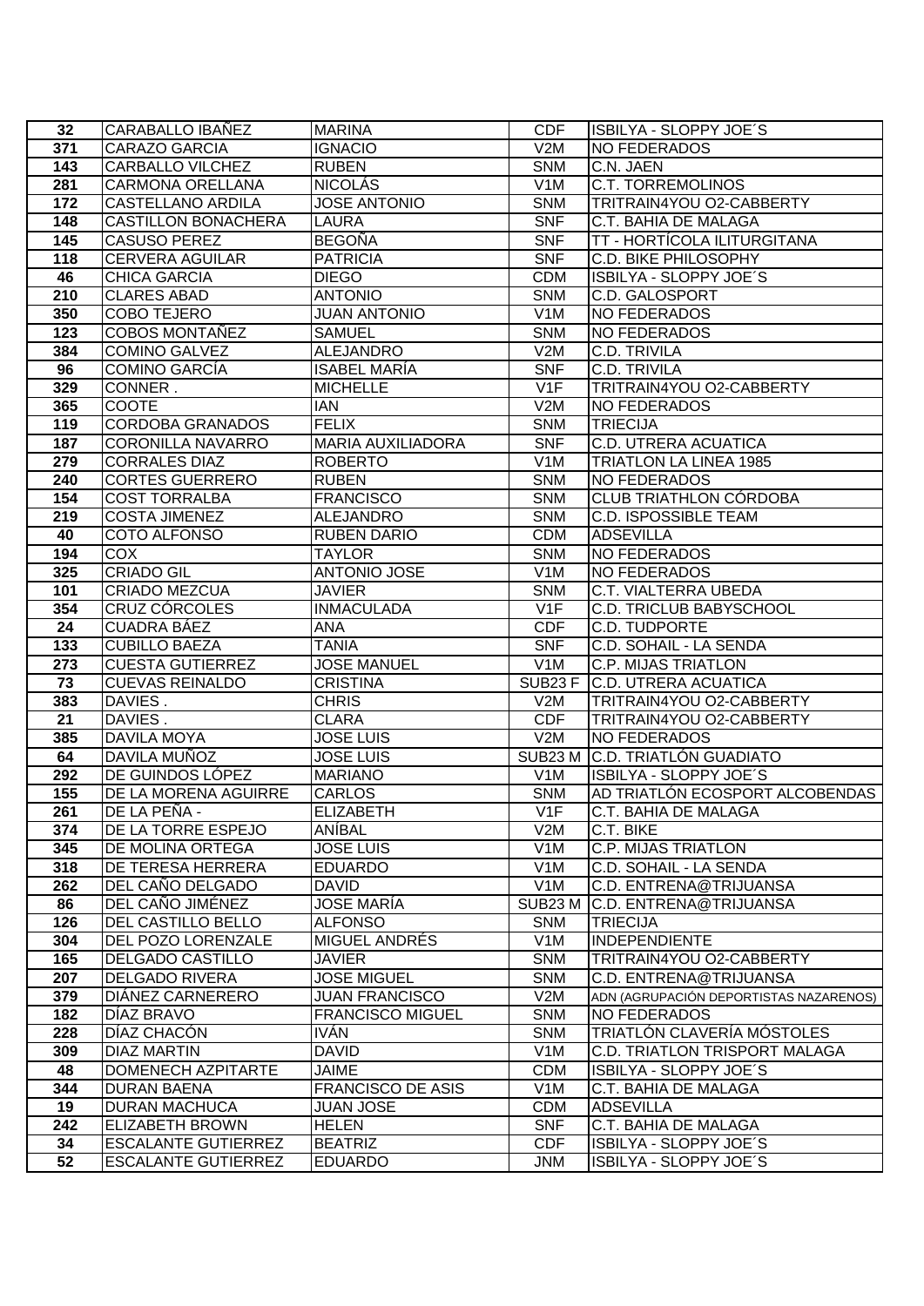| 32 | CARABALLO IBAÑEZ | MARINA | CDF | ISBILYA - SLOPPY JOE´S |
|---|---|---|---|---|
| 371 | CARAZO GARCIA | IGNACIO | V2M | NO FEDERADOS |
| 143 | CARBALLO VILCHEZ | RUBEN | SNM | C.N. JAEN |
| 281 | CARMONA ORELLANA | NICOLÁS | V1M | C.T. TORREMOLINOS |
| 172 | CASTELLANO ARDILA | JOSE ANTONIO | SNM | TRITRAIN4YOU O2-CABBERTY |
| 148 | CASTILLON BONACHERA | LAURA | SNF | C.T. BAHIA DE MALAGA |
| 145 | CASUSO PEREZ | BEGOÑA | SNF | TT - HORTÍCOLA ILITURGITANA |
| 118 | CERVERA AGUILAR | PATRICIA | SNF | C.D. BIKE PHILOSOPHY |
| 46 | CHICA GARCIA | DIEGO | CDM | ISBILYA - SLOPPY JOE´S |
| 210 | CLARES ABAD | ANTONIO | SNM | C.D. GALOSPORT |
| 350 | COBO TEJERO | JUAN ANTONIO | V1M | NO FEDERADOS |
| 123 | COBOS MONTAÑEZ | SAMUEL | SNM | NO FEDERADOS |
| 384 | COMINO GALVEZ | ALEJANDRO | V2M | C.D. TRIVILA |
| 96 | COMINO GARCÍA | ISABEL MARÍA | SNF | C.D. TRIVILA |
| 329 | CONNER . | MICHELLE | V1F | TRITRAIN4YOU O2-CABBERTY |
| 365 | COOTE | IAN | V2M | NO FEDERADOS |
| 119 | CORDOBA GRANADOS | FELIX | SNM | TRIECIJA |
| 187 | CORONILLA NAVARRO | MARIA AUXILIADORA | SNF | C.D. UTRERA ACUATICA |
| 279 | CORRALES DIAZ | ROBERTO | V1M | TRIATLON LA LINEA 1985 |
| 240 | CORTES GUERRERO | RUBEN | SNM | NO FEDERADOS |
| 154 | COST TORRALBA | FRANCISCO | SNM | CLUB TRIATHLON CÓRDOBA |
| 219 | COSTA JIMENEZ | ALEJANDRO | SNM | C.D. ISPOSSIBLE TEAM |
| 40 | COTO ALFONSO | RUBEN DARIO | CDM | ADSEVILLA |
| 194 | COX | TAYLOR | SNM | NO FEDERADOS |
| 325 | CRIADO GIL | ANTONIO JOSE | V1M | NO FEDERADOS |
| 101 | CRIADO MEZCUA | JAVIER | SNM | C.T. VIALTERRA UBEDA |
| 354 | CRUZ CÓRCOLES | INMACULADA | V1F | C.D. TRICLUB BABYSCHOOL |
| 24 | CUADRA BÁEZ | ANA | CDF | C.D. TUDPORTE |
| 133 | CUBILLO BAEZA | TANIA | SNF | C.D. SOHAIL - LA SENDA |
| 273 | CUESTA GUTIERREZ | JOSE MANUEL | V1M | C.P. MIJAS TRIATLON |
| 73 | CUEVAS REINALDO | CRISTINA | SUB23 F | C.D. UTRERA ACUATICA |
| 383 | DAVIES . | CHRIS | V2M | TRITRAIN4YOU O2-CABBERTY |
| 21 | DAVIES . | CLARA | CDF | TRITRAIN4YOU O2-CABBERTY |
| 385 | DAVILA MOYA | JOSE LUIS | V2M | NO FEDERADOS |
| 64 | DAVILA MUÑOZ | JOSE LUIS | SUB23 M | C.D. TRIATLÓN GUADIATO |
| 292 | DE GUINDOS LÓPEZ | MARIANO | V1M | ISBILYA - SLOPPY JOE´S |
| 155 | DE LA MORENA AGUIRRE | CARLOS | SNM | AD TRIATLÓN ECOSPORT ALCOBENDAS |
| 261 | DE LA PEÑA - | ELIZABETH | V1F | C.T. BAHIA DE MALAGA |
| 374 | DE LA TORRE ESPEJO | ANÍBAL | V2M | C.T. BIKE |
| 345 | DE MOLINA ORTEGA | JOSE LUIS | V1M | C.P. MIJAS TRIATLON |
| 318 | DE TERESA HERRERA | EDUARDO | V1M | C.D. SOHAIL - LA SENDA |
| 262 | DEL CAÑO DELGADO | DAVID | V1M | C.D. ENTRENA@TRIJUANSA |
| 86 | DEL CAÑO JIMÉNEZ | JOSE MARÍA | SUB23 M | C.D. ENTRENA@TRIJUANSA |
| 126 | DEL CASTILLO BELLO | ALFONSO | SNM | TRIECIJA |
| 304 | DEL POZO LORENZALE | MIGUEL ANDRÉS | V1M | INDEPENDIENTE |
| 165 | DELGADO CASTILLO | JAVIER | SNM | TRITRAIN4YOU O2-CABBERTY |
| 207 | DELGADO RIVERA | JOSE MIGUEL | SNM | C.D. ENTRENA@TRIJUANSA |
| 379 | DIÁNEZ CARNERERO | JUAN FRANCISCO | V2M | ADN (AGRUPACIÓN DEPORTISTAS NAZARENOS) |
| 182 | DÍAZ BRAVO | FRANCISCO MIGUEL | SNM | NO FEDERADOS |
| 228 | DÍAZ CHACÓN | IVÁN | SNM | TRIATLÓN CLAVERÍA MÓSTOLES |
| 309 | DIAZ MARTIN | DAVID | V1M | C.D. TRIATLON TRISPORT MALAGA |
| 48 | DOMENECH AZPITARTE | JAIME | CDM | ISBILYA - SLOPPY JOE´S |
| 344 | DURAN BAENA | FRANCISCO DE ASIS | V1M | C.T. BAHIA DE MALAGA |
| 19 | DURAN MACHUCA | JUAN JOSE | CDM | ADSEVILLA |
| 242 | ELIZABETH BROWN | HELEN | SNF | C.T. BAHIA DE MALAGA |
| 34 | ESCALANTE GUTIERREZ | BEATRIZ | CDF | ISBILYA - SLOPPY JOE´S |
| 52 | ESCALANTE GUTIERREZ | EDUARDO | JNM | ISBILYA - SLOPPY JOE´S |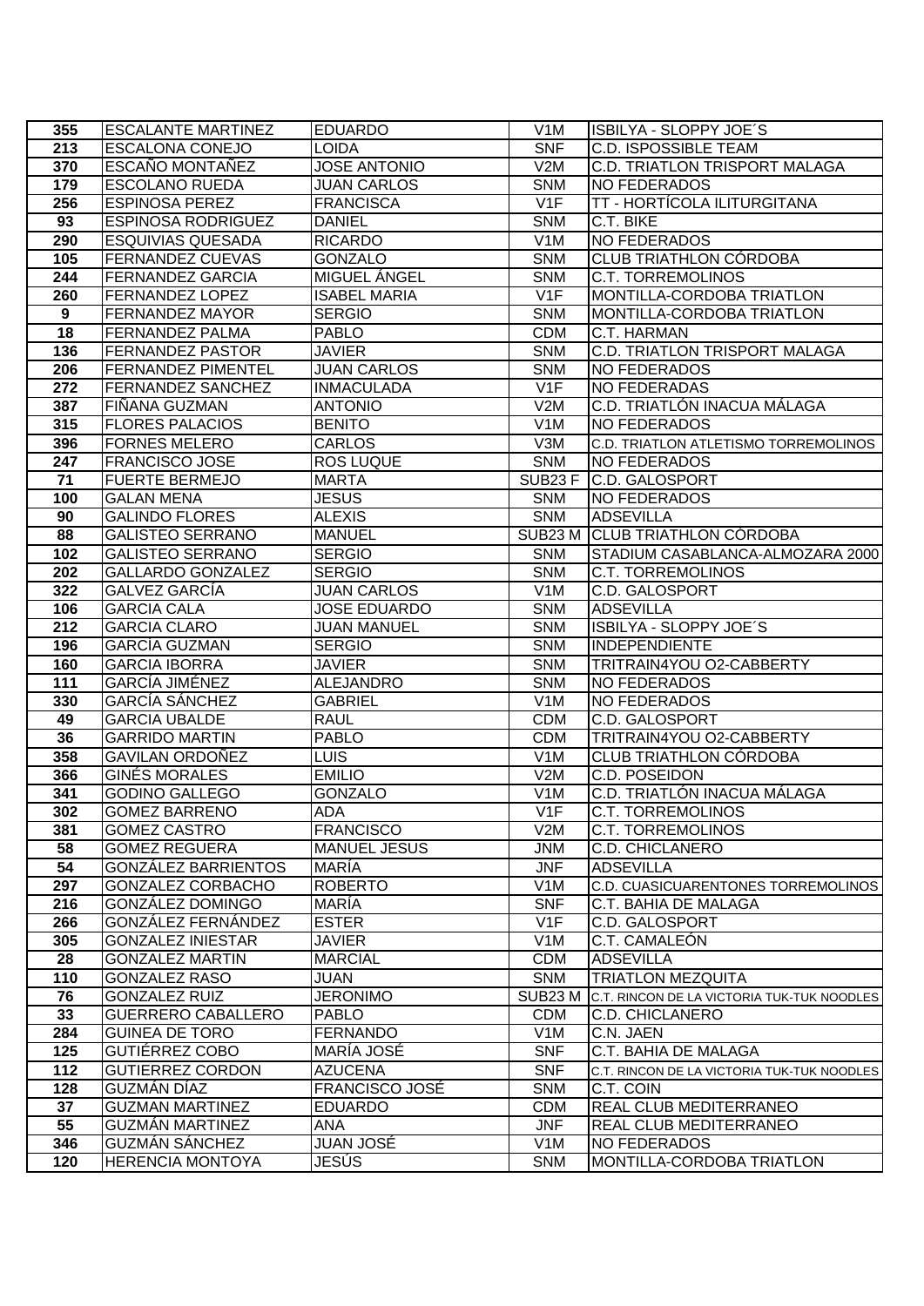| 355 | ESCALANTE MARTINEZ | EDUARDO | V1M | ISBILYA - SLOPPY JOE´S |
|---|---|---|---|---|
| 213 | ESCALONA CONEJO | LOIDA | SNF | C.D. ISPOSSIBLE TEAM |
| 370 | ESCAÑO MONTAÑEZ | JOSE ANTONIO | V2M | C.D. TRIATLON TRISPORT MALAGA |
| 179 | ESCOLANO RUEDA | JUAN CARLOS | SNM | NO FEDERADOS |
| 256 | ESPINOSA PEREZ | FRANCISCA | V1F | TT - HORTÍCOLA ILITURGITANA |
| 93 | ESPINOSA RODRIGUEZ | DANIEL | SNM | C.T. BIKE |
| 290 | ESQUIVIAS QUESADA | RICARDO | V1M | NO FEDERADOS |
| 105 | FERNANDEZ CUEVAS | GONZALO | SNM | CLUB TRIATHLON CÓRDOBA |
| 244 | FERNANDEZ GARCIA | MIGUEL ÁNGEL | SNM | C.T. TORREMOLINOS |
| 260 | FERNANDEZ LOPEZ | ISABEL MARIA | V1F | MONTILLA-CORDOBA TRIATLON |
| 9 | FERNANDEZ MAYOR | SERGIO | SNM | MONTILLA-CORDOBA TRIATLON |
| 18 | FERNANDEZ PALMA | PABLO | CDM | C.T. HARMAN |
| 136 | FERNANDEZ PASTOR | JAVIER | SNM | C.D. TRIATLON TRISPORT MALAGA |
| 206 | FERNANDEZ PIMENTEL | JUAN CARLOS | SNM | NO FEDERADOS |
| 272 | FERNANDEZ SANCHEZ | INMACULADA | V1F | NO FEDERADAS |
| 387 | FIÑANA GUZMAN | ANTONIO | V2M | C.D. TRIATLÓN INACUA MÁLAGA |
| 315 | FLORES PALACIOS | BENITO | V1M | NO FEDERADOS |
| 396 | FORNES MELERO | CARLOS | V3M | C.D. TRIATLON ATLETISMO TORREMOLINOS |
| 247 | FRANCISCO JOSE | ROS LUQUE | SNM | NO FEDERADOS |
| 71 | FUERTE BERMEJO | MARTA | SUB23 F | C.D. GALOSPORT |
| 100 | GALAN MENA | JESUS | SNM | NO FEDERADOS |
| 90 | GALINDO FLORES | ALEXIS | SNM | ADSEVILLA |
| 88 | GALISTEO SERRANO | MANUEL | SUB23 M | CLUB TRIATHLON CÓRDOBA |
| 102 | GALISTEO SERRANO | SERGIO | SNM | STADIUM CASABLANCA-ALMOZARA 2000 |
| 202 | GALLARDO GONZALEZ | SERGIO | SNM | C.T. TORREMOLINOS |
| 322 | GALVEZ GARCÍA | JUAN CARLOS | V1M | C.D. GALOSPORT |
| 106 | GARCIA CALA | JOSE EDUARDO | SNM | ADSEVILLA |
| 212 | GARCIA CLARO | JUAN MANUEL | SNM | ISBILYA - SLOPPY JOE´S |
| 196 | GARCÍA GUZMAN | SERGIO | SNM | INDEPENDIENTE |
| 160 | GARCIA IBORRA | JAVIER | SNM | TRITRAIN4YOU O2-CABBERTY |
| 111 | GARCÍA JIMÉNEZ | ALEJANDRO | SNM | NO FEDERADOS |
| 330 | GARCÍA SÁNCHEZ | GABRIEL | V1M | NO FEDERADOS |
| 49 | GARCIA UBALDE | RAUL | CDM | C.D. GALOSPORT |
| 36 | GARRIDO MARTIN | PABLO | CDM | TRITRAIN4YOU O2-CABBERTY |
| 358 | GAVILAN ORDOÑEZ | LUIS | V1M | CLUB TRIATHLON CÓRDOBA |
| 366 | GINÉS MORALES | EMILIO | V2M | C.D. POSEIDON |
| 341 | GODINO GALLEGO | GONZALO | V1M | C.D. TRIATLÓN INACUA MÁLAGA |
| 302 | GOMEZ BARRENO | ADA | V1F | C.T. TORREMOLINOS |
| 381 | GOMEZ CASTRO | FRANCISCO | V2M | C.T. TORREMOLINOS |
| 58 | GOMEZ REGUERA | MANUEL JESUS | JNM | C.D. CHICLANERO |
| 54 | GONZÁLEZ BARRIENTOS | MARÍA | JNF | ADSEVILLA |
| 297 | GONZALEZ CORBACHO | ROBERTO | V1M | C.D. CUASICUARENTONES TORREMOLINOS |
| 216 | GONZÁLEZ DOMINGO | MARÍA | SNF | C.T. BAHIA DE MALAGA |
| 266 | GONZÁLEZ FERNÁNDEZ | ESTER | V1F | C.D. GALOSPORT |
| 305 | GONZALEZ INIESTAR | JAVIER | V1M | C.T. CAMALEÓN |
| 28 | GONZALEZ MARTIN | MARCIAL | CDM | ADSEVILLA |
| 110 | GONZALEZ RASO | JUAN | SNM | TRIATLON MEZQUITA |
| 76 | GONZALEZ RUIZ | JERONIMO | SUB23 M | C.T. RINCON DE LA VICTORIA TUK-TUK NOODLES |
| 33 | GUERRERO CABALLERO | PABLO | CDM | C.D. CHICLANERO |
| 284 | GUINEA DE TORO | FERNANDO | V1M | C.N. JAEN |
| 125 | GUTIÉRREZ COBO | MARÍA JOSÉ | SNF | C.T. BAHIA DE MALAGA |
| 112 | GUTIERREZ CORDON | AZUCENA | SNF | C.T. RINCON DE LA VICTORIA TUK-TUK NOODLES |
| 128 | GUZMÁN DÍAZ | FRANCISCO JOSÉ | SNM | C.T. COIN |
| 37 | GUZMAN MARTINEZ | EDUARDO | CDM | REAL CLUB MEDITERRANEO |
| 55 | GUZMÁN MARTINEZ | ANA | JNF | REAL CLUB MEDITERRANEO |
| 346 | GUZMÁN SÁNCHEZ | JUAN JOSÉ | V1M | NO FEDERADOS |
| 120 | HERENCIA MONTOYA | JESÚS | SNM | MONTILLA-CORDOBA TRIATLON |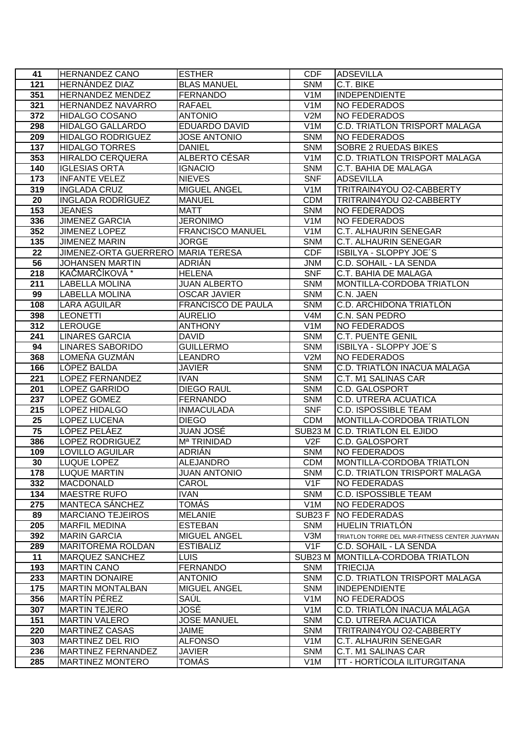| 41 | HERNANDEZ CANO | ESTHER | CDF | ADSEVILLA |
|---|---|---|---|---|
| 121 | HERNÁNDEZ DIAZ | BLAS MANUEL | SNM | C.T. BIKE |
| 351 | HERNANDEZ MENDEZ | FERNANDO | V1M | INDEPENDIENTE |
| 321 | HERNANDEZ NAVARRO | RAFAEL | V1M | NO FEDERADOS |
| 372 | HIDALGO COSANO | ANTONIO | V2M | NO FEDERADOS |
| 298 | HIDALGO GALLARDO | EDUARDO DAVID | V1M | C.D. TRIATLON TRISPORT MALAGA |
| 209 | HIDALGO RODRIGUEZ | JOSE ANTONIO | SNM | NO FEDERADOS |
| 137 | HIDALGO TORRES | DANIEL | SNM | SOBRE 2 RUEDAS BIKES |
| 353 | HIRALDO CERQUERA | ALBERTO CÉSAR | V1M | C.D. TRIATLON TRISPORT MALAGA |
| 140 | IGLESIAS ORTA | IGNACIO | SNM | C.T. BAHIA DE MALAGA |
| 173 | INFANTE VELEZ | NIEVES | SNF | ADSEVILLA |
| 319 | INGLADA CRUZ | MIGUEL ANGEL | V1M | TRITRAIN4YOU O2-CABBERTY |
| 20 | INGLADA RODRÍGUEZ | MANUEL | CDM | TRITRAIN4YOU O2-CABBERTY |
| 153 | JEANES | MATT | SNM | NO FEDERADOS |
| 336 | JIMENEZ GARCIA | JERONIMO | V1M | NO FEDERADOS |
| 352 | JIMENEZ LOPEZ | FRANCISCO MANUEL | V1M | C.T. ALHAURIN SENEGAR |
| 135 | JIMENEZ MARIN | JORGE | SNM | C.T. ALHAURIN SENEGAR |
| 22 | JIMENEZ-ORTA GUERRERO | MARIA TERESA | CDF | ISBILYA - SLOPPY JOE´S |
| 56 | JOHANSEN MARTIN | ADRIÁN | JNM | C.D. SOHAIL - LA SENDA |
| 218 | KAČMARČÍKOVÁ * | HELENA | SNF | C.T. BAHIA DE MALAGA |
| 211 | LABELLA MOLINA | JUAN ALBERTO | SNM | MONTILLA-CORDOBA TRIATLON |
| 99 | LABELLA MOLINA | OSCAR JAVIER | SNM | C.N. JAEN |
| 108 | LARA AGUILAR | FRANCISCO DE PAULA | SNM | C.D. ARCHIDONA TRIATLÓN |
| 398 | LEONETTI | AURELIO | V4M | C.N. SAN PEDRO |
| 312 | LEROUGE | ANTHONY | V1M | NO FEDERADOS |
| 241 | LINARES GARCIA | DAVID | SNM | C.T. PUENTE GENIL |
| 94 | LINARES SABORIDO | GUILLERMO | SNM | ISBILYA - SLOPPY JOE´S |
| 368 | LOMEÑA GUZMÁN | LEANDRO | V2M | NO FEDERADOS |
| 166 | LÓPEZ BALDA | JAVIER | SNM | C.D. TRIATLÓN INACUA MÁLAGA |
| 221 | LOPEZ FERNANDEZ | IVAN | SNM | C.T. M1 SALINAS CAR |
| 201 | LOPEZ GARRIDO | DIEGO RAUL | SNM | C.D. GALOSPORT |
| 237 | LOPEZ GOMEZ | FERNANDO | SNM | C.D. UTRERA ACUATICA |
| 215 | LOPEZ HIDALGO | INMACULADA | SNF | C.D. ISPOSSIBLE TEAM |
| 25 | LOPEZ LUCENA | DIEGO | CDM | MONTILLA-CORDOBA TRIATLON |
| 75 | LÓPEZ PELÁEZ | JUAN JOSÉ | SUB23 M | C.D. TRIATLON EL EJIDO |
| 386 | LOPEZ RODRIGUEZ | Mª TRINIDAD | V2F | C.D. GALOSPORT |
| 109 | LOVILLO AGUILAR | ADRIÁN | SNM | NO FEDERADOS |
| 30 | LUQUE LOPEZ | ALEJANDRO | CDM | MONTILLA-CORDOBA TRIATLON |
| 178 | LUQUE MARTIN | JUAN ANTONIO | SNM | C.D. TRIATLON TRISPORT MALAGA |
| 332 | MACDONALD | CAROL | V1F | NO FEDERADAS |
| 134 | MAESTRE RUFO | IVAN | SNM | C.D. ISPOSSIBLE TEAM |
| 275 | MANTECA SÁNCHEZ | TOMÁS | V1M | NO FEDERADOS |
| 89 | MARCIANO TEJEIROS | MELANIE | SUB23 F | NO FEDERADAS |
| 205 | MARFIL MEDINA | ESTEBAN | SNM | HUELIN TRIATLÓN |
| 392 | MARIN GARCIA | MIGUEL ANGEL | V3M | TRIATLON TORRE DEL MAR-FITNESS CENTER JUAYMAN |
| 289 | MARITOREMA ROLDAN | ESTIBALIZ | V1F | C.D. SOHAIL - LA SENDA |
| 11 | MARQUEZ SANCHEZ | LUIS | SUB23 M | MONTILLA-CORDOBA TRIATLON |
| 193 | MARTIN CANO | FERNANDO | SNM | TRIECIJA |
| 233 | MARTIN DONAIRE | ANTONIO | SNM | C.D. TRIATLON TRISPORT MALAGA |
| 175 | MARTIN MONTALBAN | MIGUEL ANGEL | SNM | INDEPENDIENTE |
| 356 | MARTÍN PÉREZ | SAÚL | V1M | NO FEDERADOS |
| 307 | MARTIN TEJERO | JOSÉ | V1M | C.D. TRIATLÓN INACUA MÁLAGA |
| 151 | MARTIN VALERO | JOSE MANUEL | SNM | C.D. UTRERA ACUATICA |
| 220 | MARTINEZ CASAS | JAIME | SNM | TRITRAIN4YOU O2-CABBERTY |
| 303 | MARTINEZ DEL RIO | ALFONSO | V1M | C.T. ALHAURIN SENEGAR |
| 236 | MARTINEZ FERNANDEZ | JAVIER | SNM | C.T. M1 SALINAS CAR |
| 285 | MARTINEZ MONTERO | TOMÁS | V1M | TT - HORTÍCOLA ILITURGITANA |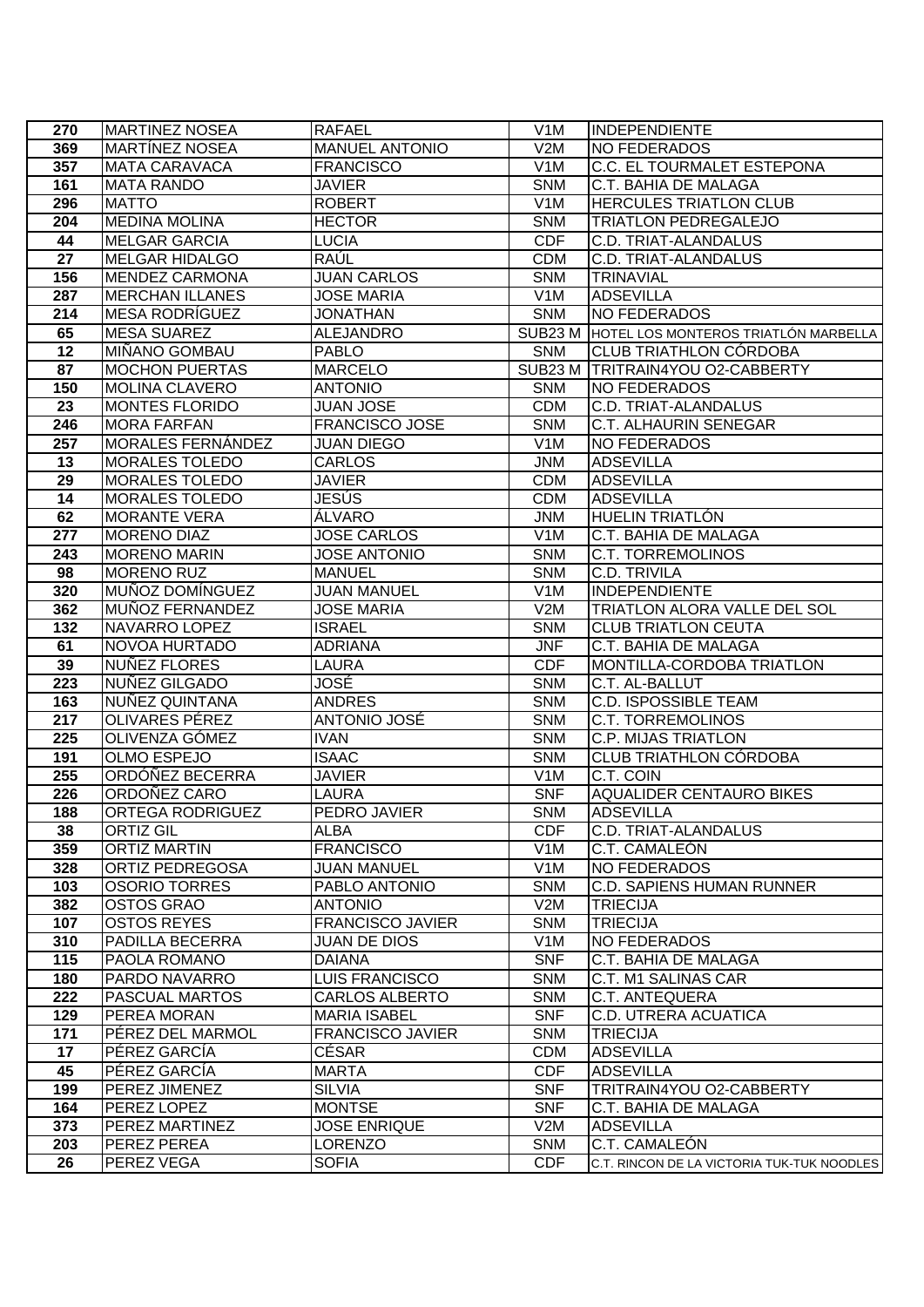| | | | | |
|---|---|---|---|---|
| 270 | MARTINEZ NOSEA | RAFAEL | V1M | INDEPENDIENTE |
| 369 | MARTÍNEZ NOSEA | MANUEL ANTONIO | V2M | NO FEDERADOS |
| 357 | MATA CARAVACA | FRANCISCO | V1M | C.C. EL TOURMALET ESTEPONA |
| 161 | MATA RANDO | JAVIER | SNM | C.T. BAHIA DE MALAGA |
| 296 | MATTO | ROBERT | V1M | HERCULES TRIATLON CLUB |
| 204 | MEDINA MOLINA | HECTOR | SNM | TRIATLON PEDREGALEJO |
| 44 | MELGAR GARCIA | LUCIA | CDF | C.D. TRIAT-ALANDALUS |
| 27 | MELGAR HIDALGO | RAÚL | CDM | C.D. TRIAT-ALANDALUS |
| 156 | MENDEZ CARMONA | JUAN CARLOS | SNM | TRINAVIAL |
| 287 | MERCHAN ILLANES | JOSE MARIA | V1M | ADSEVILLA |
| 214 | MESA RODRÍGUEZ | JONATHAN | SNM | NO FEDERADOS |
| 65 | MESA SUAREZ | ALEJANDRO | SUB23 M | HOTEL LOS MONTEROS TRIATLÓN MARBELLA |
| 12 | MIÑANO GOMBAU | PABLO | SNM | CLUB TRIATHLON CÓRDOBA |
| 87 | MOCHON PUERTAS | MARCELO | SUB23 M | TRITRAIN4YOU O2-CABBERTY |
| 150 | MOLINA CLAVERO | ANTONIO | SNM | NO FEDERADOS |
| 23 | MONTES FLORIDO | JUAN JOSE | CDM | C.D. TRIAT-ALANDALUS |
| 246 | MORA FARFAN | FRANCISCO JOSE | SNM | C.T. ALHAURIN SENEGAR |
| 257 | MORALES FERNÁNDEZ | JUAN DIEGO | V1M | NO FEDERADOS |
| 13 | MORALES TOLEDO | CARLOS | JNM | ADSEVILLA |
| 29 | MORALES TOLEDO | JAVIER | CDM | ADSEVILLA |
| 14 | MORALES TOLEDO | JESÚS | CDM | ADSEVILLA |
| 62 | MORANTE VERA | ÁLVARO | JNM | HUELIN TRIATLÓN |
| 277 | MORENO DIAZ | JOSE CARLOS | V1M | C.T. BAHIA DE MALAGA |
| 243 | MORENO MARIN | JOSE ANTONIO | SNM | C.T. TORREMOLINOS |
| 98 | MORENO RUZ | MANUEL | SNM | C.D. TRIVILA |
| 320 | MUÑOZ DOMÍNGUEZ | JUAN MANUEL | V1M | INDEPENDIENTE |
| 362 | MUÑOZ FERNANDEZ | JOSE MARIA | V2M | TRIATLON ALORA VALLE DEL SOL |
| 132 | NAVARRO LOPEZ | ISRAEL | SNM | CLUB TRIATLON CEUTA |
| 61 | NOVOA HURTADO | ADRIANA | JNF | C.T. BAHIA DE MALAGA |
| 39 | NUÑEZ FLORES | LAURA | CDF | MONTILLA-CORDOBA TRIATLON |
| 223 | NUÑEZ GILGADO | JOSÉ | SNM | C.T. AL-BALLUT |
| 163 | NUÑEZ QUINTANA | ANDRES | SNM | C.D. ISPOSSIBLE TEAM |
| 217 | OLIVARES PÉREZ | ANTONIO JOSÉ | SNM | C.T. TORREMOLINOS |
| 225 | OLIVENZA GÓMEZ | IVAN | SNM | C.P. MIJAS TRIATLON |
| 191 | OLMO ESPEJO | ISAAC | SNM | CLUB TRIATHLON CÓRDOBA |
| 255 | ORDÓÑEZ BECERRA | JAVIER | V1M | C.T. COIN |
| 226 | ORDOÑEZ CARO | LAURA | SNF | AQUALIDER CENTAURO BIKES |
| 188 | ORTEGA RODRIGUEZ | PEDRO JAVIER | SNM | ADSEVILLA |
| 38 | ORTIZ GIL | ALBA | CDF | C.D. TRIAT-ALANDALUS |
| 359 | ORTIZ MARTIN | FRANCISCO | V1M | C.T. CAMALEÓN |
| 328 | ORTIZ PEDREGOSA | JUAN MANUEL | V1M | NO FEDERADOS |
| 103 | OSORIO TORRES | PABLO ANTONIO | SNM | C.D. SAPIENS HUMAN RUNNER |
| 382 | OSTOS GRAO | ANTONIO | V2M | TRIECIJA |
| 107 | OSTOS REYES | FRANCISCO JAVIER | SNM | TRIECIJA |
| 310 | PADILLA BECERRA | JUAN DE DIOS | V1M | NO FEDERADOS |
| 115 | PAOLA ROMANO | DAIANA | SNF | C.T. BAHIA DE MALAGA |
| 180 | PARDO NAVARRO | LUIS FRANCISCO | SNM | C.T. M1 SALINAS CAR |
| 222 | PASCUAL MARTOS | CARLOS ALBERTO | SNM | C.T. ANTEQUERA |
| 129 | PEREA MORAN | MARIA ISABEL | SNF | C.D. UTRERA ACUATICA |
| 171 | PÉREZ DEL MARMOL | FRANCISCO JAVIER | SNM | TRIECIJA |
| 17 | PÉREZ GARCÍA | CÉSAR | CDM | ADSEVILLA |
| 45 | PÉREZ GARCÍA | MARTA | CDF | ADSEVILLA |
| 199 | PEREZ JIMENEZ | SILVIA | SNF | TRITRAIN4YOU O2-CABBERTY |
| 164 | PEREZ LOPEZ | MONTSE | SNF | C.T. BAHIA DE MALAGA |
| 373 | PEREZ MARTINEZ | JOSE ENRIQUE | V2M | ADSEVILLA |
| 203 | PEREZ PEREA | LORENZO | SNM | C.T. CAMALEÓN |
| 26 | PEREZ VEGA | SOFIA | CDF | C.T. RINCON DE LA VICTORIA TUK-TUK NOODLES |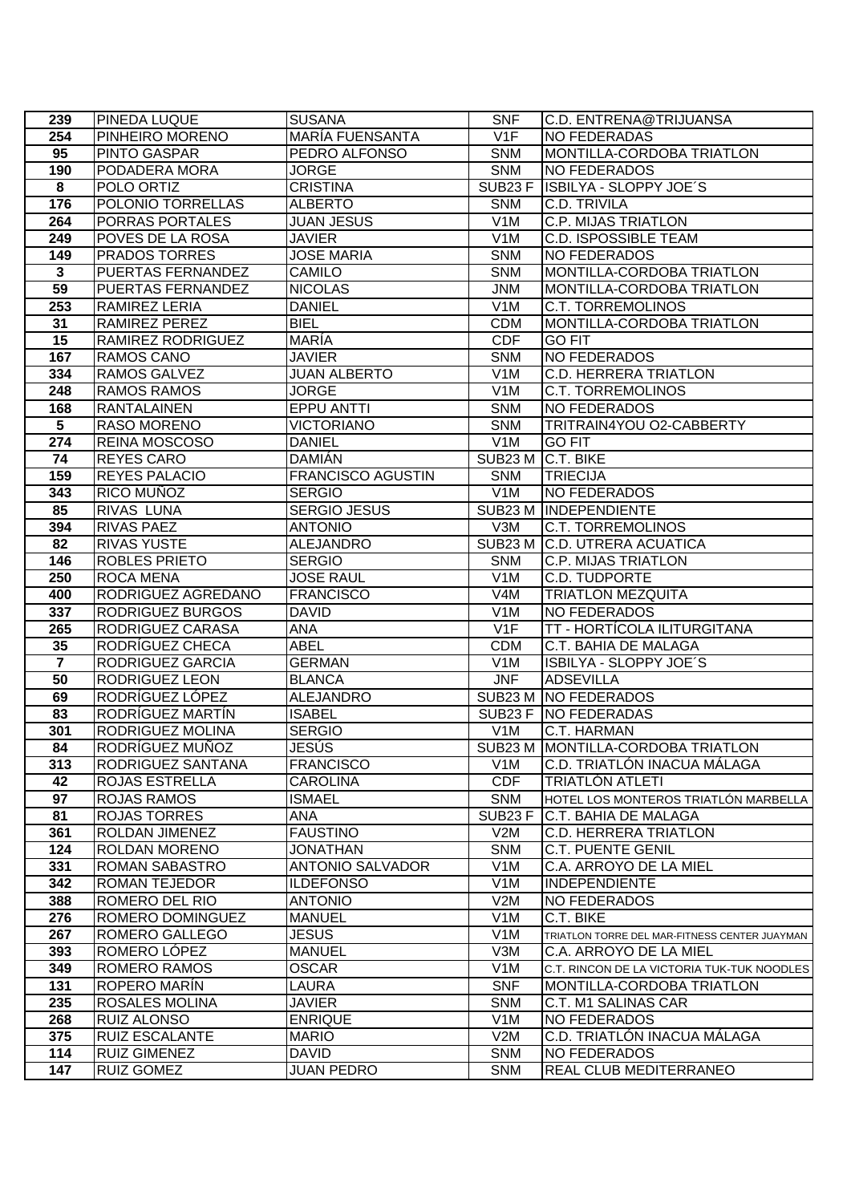| 239 | PINEDA LUQUE | SUSANA | SNF | C.D. ENTRENA@TRIJUANSA |
|---|---|---|---|---|
| 254 | PINHEIRO MORENO | MARÍA FUENSANTA | V1F | NO FEDERADAS |
| 95 | PINTO GASPAR | PEDRO ALFONSO | SNM | MONTILLA-CORDOBA TRIATLON |
| 190 | PODADERA MORA | JORGE | SNM | NO FEDERADOS |
| 8 | POLO ORTIZ | CRISTINA | SUB23 F | ISBILYA - SLOPPY JOE´S |
| 176 | POLONIO TORRELLAS | ALBERTO | SNM | C.D. TRIVILA |
| 264 | PORRAS PORTALES | JUAN JESUS | V1M | C.P. MIJAS TRIATLON |
| 249 | POVES DE LA ROSA | JAVIER | V1M | C.D. ISPOSSIBLE TEAM |
| 149 | PRADOS TORRES | JOSE MARIA | SNM | NO FEDERADOS |
| 3 | PUERTAS FERNANDEZ | CAMILO | SNM | MONTILLA-CORDOBA TRIATLON |
| 59 | PUERTAS FERNANDEZ | NICOLAS | JNM | MONTILLA-CORDOBA TRIATLON |
| 253 | RAMIREZ LERIA | DANIEL | V1M | C.T. TORREMOLINOS |
| 31 | RAMIREZ PEREZ | BIEL | CDM | MONTILLA-CORDOBA TRIATLON |
| 15 | RAMIREZ RODRIGUEZ | MARÍA | CDF | GO FIT |
| 167 | RAMOS CANO | JAVIER | SNM | NO FEDERADOS |
| 334 | RAMOS GALVEZ | JUAN ALBERTO | V1M | C.D. HERRERA TRIATLON |
| 248 | RAMOS RAMOS | JORGE | V1M | C.T. TORREMOLINOS |
| 168 | RANTALAINEN | EPPU ANTTI | SNM | NO FEDERADOS |
| 5 | RASO MORENO | VICTORIANO | SNM | TRITRAIN4YOU O2-CABBERTY |
| 274 | REINA MOSCOSO | DANIEL | V1M | GO FIT |
| 74 | REYES CARO | DAMIÁN | SUB23 M | C.T. BIKE |
| 159 | REYES PALACIO | FRANCISCO AGUSTIN | SNM | TRIECIJA |
| 343 | RICO MUÑOZ | SERGIO | V1M | NO FEDERADOS |
| 85 | RIVAS LUNA | SERGIO JESUS | SUB23 M | INDEPENDIENTE |
| 394 | RIVAS PAEZ | ANTONIO | V3M | C.T. TORREMOLINOS |
| 82 | RIVAS YUSTE | ALEJANDRO | SUB23 M | C.D. UTRERA ACUATICA |
| 146 | ROBLES PRIETO | SERGIO | SNM | C.P. MIJAS TRIATLON |
| 250 | ROCA MENA | JOSE RAUL | V1M | C.D. TUDPORTE |
| 400 | RODRIGUEZ AGREDANO | FRANCISCO | V4M | TRIATLON MEZQUITA |
| 337 | RODRIGUEZ BURGOS | DAVID | V1M | NO FEDERADOS |
| 265 | RODRIGUEZ CARASA | ANA | V1F | TT - HORTÍCOLA ILITURGITANA |
| 35 | RODRÍGUEZ CHECA | ABEL | CDM | C.T. BAHIA DE MALAGA |
| 7 | RODRIGUEZ GARCIA | GERMAN | V1M | ISBILYA - SLOPPY JOE´S |
| 50 | RODRIGUEZ LEON | BLANCA | JNF | ADSEVILLA |
| 69 | RODRÍGUEZ LÓPEZ | ALEJANDRO | SUB23 M | NO FEDERADOS |
| 83 | RODRÍGUEZ MARTÍN | ISABEL | SUB23 F | NO FEDERADAS |
| 301 | RODRIGUEZ MOLINA | SERGIO | V1M | C.T. HARMAN |
| 84 | RODRÍGUEZ MUÑOZ | JESÚS | SUB23 M | MONTILLA-CORDOBA TRIATLON |
| 313 | RODRIGUEZ SANTANA | FRANCISCO | V1M | C.D. TRIATLÓN INACUA MÁLAGA |
| 42 | ROJAS ESTRELLA | CAROLINA | CDF | TRIATLÓN ATLETI |
| 97 | ROJAS RAMOS | ISMAEL | SNM | HOTEL LOS MONTEROS TRIATLÓN MARBELLA |
| 81 | ROJAS TORRES | ANA | SUB23 F | C.T. BAHIA DE MALAGA |
| 361 | ROLDAN JIMENEZ | FAUSTINO | V2M | C.D. HERRERA TRIATLON |
| 124 | ROLDAN MORENO | JONATHAN | SNM | C.T. PUENTE GENIL |
| 331 | ROMAN SABASTRO | ANTONIO SALVADOR | V1M | C.A. ARROYO DE LA MIEL |
| 342 | ROMAN TEJEDOR | ILDEFONSO | V1M | INDEPENDIENTE |
| 388 | ROMERO DEL RIO | ANTONIO | V2M | NO FEDERADOS |
| 276 | ROMERO DOMINGUEZ | MANUEL | V1M | C.T. BIKE |
| 267 | ROMERO GALLEGO | JESUS | V1M | TRIATLON TORRE DEL MAR-FITNESS CENTER JUAYMAN |
| 393 | ROMERO LÓPEZ | MANUEL | V3M | C.A. ARROYO DE LA MIEL |
| 349 | ROMERO RAMOS | OSCAR | V1M | C.T. RINCON DE LA VICTORIA TUK-TUK NOODLES |
| 131 | ROPERO MARÍN | LAURA | SNF | MONTILLA-CORDOBA TRIATLON |
| 235 | ROSALES MOLINA | JAVIER | SNM | C.T. M1 SALINAS CAR |
| 268 | RUIZ ALONSO | ENRIQUE | V1M | NO FEDERADOS |
| 375 | RUIZ ESCALANTE | MARIO | V2M | C.D. TRIATLÓN INACUA MÁLAGA |
| 114 | RUIZ GIMENEZ | DAVID | SNM | NO FEDERADOS |
| 147 | RUIZ GOMEZ | JUAN PEDRO | SNM | REAL CLUB MEDITERRANEO |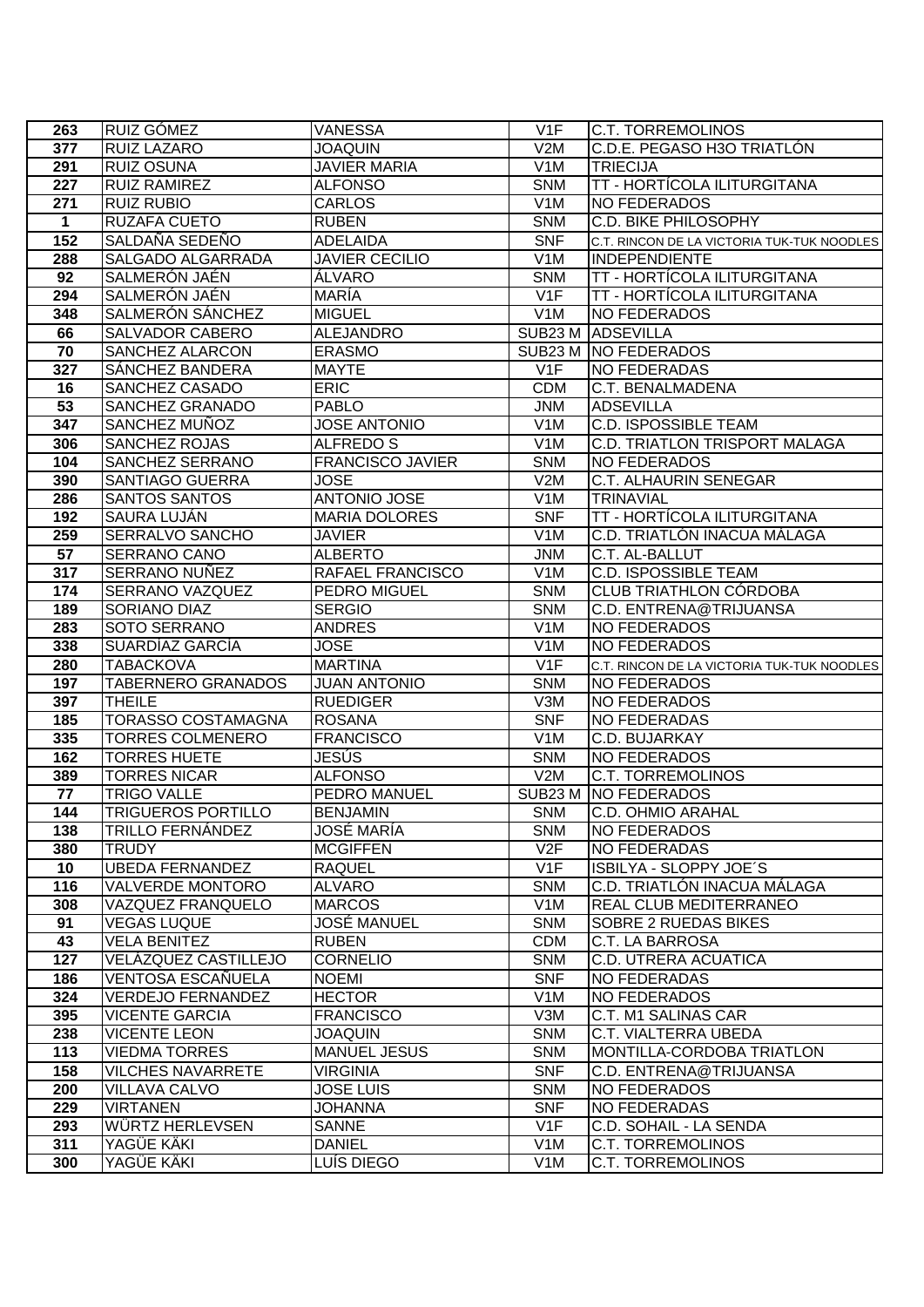| 263 | RUIZ GÓMEZ | VANESSA | V1F | C.T. TORREMOLINOS |
|---|---|---|---|---|
| 377 | RUIZ LAZARO | JOAQUIN | V2M | C.D.E. PEGASO H3O TRIATLÓN |
| 291 | RUIZ OSUNA | JAVIER MARIA | V1M | TRIECIJA |
| 227 | RUIZ RAMIREZ | ALFONSO | SNM | TT - HORTÍCOLA ILITURGITANA |
| 271 | RUIZ RUBIO | CARLOS | V1M | NO FEDERADOS |
| 1 | RUZAFA CUETO | RUBEN | SNM | C.D. BIKE PHILOSOPHY |
| 152 | SALDAÑA SEDEÑO | ADELAIDA | SNF | C.T. RINCON DE LA VICTORIA TUK-TUK NOODLES |
| 288 | SALGADO ALGARRADA | JAVIER CECILIO | V1M | INDEPENDIENTE |
| 92 | SALMERÓN JAÉN | ÁLVARO | SNM | TT - HORTÍCOLA ILITURGITANA |
| 294 | SALMERÓN JAÉN | MARÍA | V1F | TT - HORTÍCOLA ILITURGITANA |
| 348 | SALMERÓN SÁNCHEZ | MIGUEL | V1M | NO FEDERADOS |
| 66 | SALVADOR CABERO | ALEJANDRO | SUB23 M | ADSEVILLA |
| 70 | SANCHEZ ALARCON | ERASMO | SUB23 M | NO FEDERADOS |
| 327 | SÁNCHEZ BANDERA | MAYTE | V1F | NO FEDERADAS |
| 16 | SANCHEZ CASADO | ERIC | CDM | C.T. BENALMADENA |
| 53 | SANCHEZ GRANADO | PABLO | JNM | ADSEVILLA |
| 347 | SANCHEZ MUÑOZ | JOSE ANTONIO | V1M | C.D. ISPOSSIBLE TEAM |
| 306 | SANCHEZ ROJAS | ALFREDO S | V1M | C.D. TRIATLON TRISPORT MALAGA |
| 104 | SANCHEZ SERRANO | FRANCISCO JAVIER | SNM | NO FEDERADOS |
| 390 | SANTIAGO GUERRA | JOSE | V2M | C.T. ALHAURIN SENEGAR |
| 286 | SANTOS SANTOS | ANTONIO JOSE | V1M | TRINAVIAL |
| 192 | SAURA LUJÁN | MARIA DOLORES | SNF | TT - HORTÍCOLA ILITURGITANA |
| 259 | SERRALVO SANCHO | JAVIER | V1M | C.D. TRIATLÓN INACUA MÁLAGA |
| 57 | SERRANO CANO | ALBERTO | JNM | C.T. AL-BALLUT |
| 317 | SERRANO NUÑEZ | RAFAEL FRANCISCO | V1M | C.D. ISPOSSIBLE TEAM |
| 174 | SERRANO VAZQUEZ | PEDRO MIGUEL | SNM | CLUB TRIATHLON CÓRDOBA |
| 189 | SORIANO DIAZ | SERGIO | SNM | C.D. ENTRENA@TRIJUANSA |
| 283 | SOTO SERRANO | ANDRES | V1M | NO FEDERADOS |
| 338 | SUARDÍAZ GARCÍA | JOSE | V1M | NO FEDERADOS |
| 280 | TABACKOVA | MARTINA | V1F | C.T. RINCON DE LA VICTORIA TUK-TUK NOODLES |
| 197 | TABERNERO GRANADOS | JUAN ANTONIO | SNM | NO FEDERADOS |
| 397 | THEILE | RUEDIGER | V3M | NO FEDERADOS |
| 185 | TORASSO COSTAMAGNA | ROSANA | SNF | NO FEDERADAS |
| 335 | TORRES COLMENERO | FRANCISCO | V1M | C.D. BUJARKAY |
| 162 | TORRES HUETE | JESÚS | SNM | NO FEDERADOS |
| 389 | TORRES NICAR | ALFONSO | V2M | C.T. TORREMOLINOS |
| 77 | TRIGO VALLE | PEDRO MANUEL | SUB23 M | NO FEDERADOS |
| 144 | TRIGUEROS PORTILLO | BENJAMIN | SNM | C.D. OHMIO ARAHAL |
| 138 | TRILLO FERNÁNDEZ | JOSÉ MARÍA | SNM | NO FEDERADOS |
| 380 | TRUDY | MCGIFFEN | V2F | NO FEDERADAS |
| 10 | UBEDA FERNANDEZ | RAQUEL | V1F | ISBILYA - SLOPPY JOE´S |
| 116 | VALVERDE MONTORO | ALVARO | SNM | C.D. TRIATLÓN INACUA MÁLAGA |
| 308 | VAZQUEZ FRANQUELO | MARCOS | V1M | REAL CLUB MEDITERRANEO |
| 91 | VEGAS LUQUE | JOSÉ MANUEL | SNM | SOBRE 2 RUEDAS BIKES |
| 43 | VELA BENITEZ | RUBEN | CDM | C.T. LA BARROSA |
| 127 | VELÁZQUEZ CASTILLEJO | CORNELIO | SNM | C.D. UTRERA ACUATICA |
| 186 | VENTOSA ESCAÑUELA | NOEMI | SNF | NO FEDERADAS |
| 324 | VERDEJO FERNANDEZ | HECTOR | V1M | NO FEDERADOS |
| 395 | VICENTE GARCIA | FRANCISCO | V3M | C.T. M1 SALINAS CAR |
| 238 | VICENTE LEON | JOAQUIN | SNM | C.T. VIALTERRA UBEDA |
| 113 | VIEDMA TORRES | MANUEL JESUS | SNM | MONTILLA-CORDOBA TRIATLON |
| 158 | VILCHES NAVARRETE | VIRGINIA | SNF | C.D. ENTRENA@TRIJUANSA |
| 200 | VILLAVA CALVO | JOSE LUIS | SNM | NO FEDERADOS |
| 229 | VIRTANEN | JOHANNA | SNF | NO FEDERADAS |
| 293 | WÜRTZ HERLEVSEN | SANNE | V1F | C.D. SOHAIL - LA SENDA |
| 311 | YAGÜE KÄKI | DANIEL | V1M | C.T. TORREMOLINOS |
| 300 | YAGÜE KÄKI | LUÍS DIEGO | V1M | C.T. TORREMOLINOS |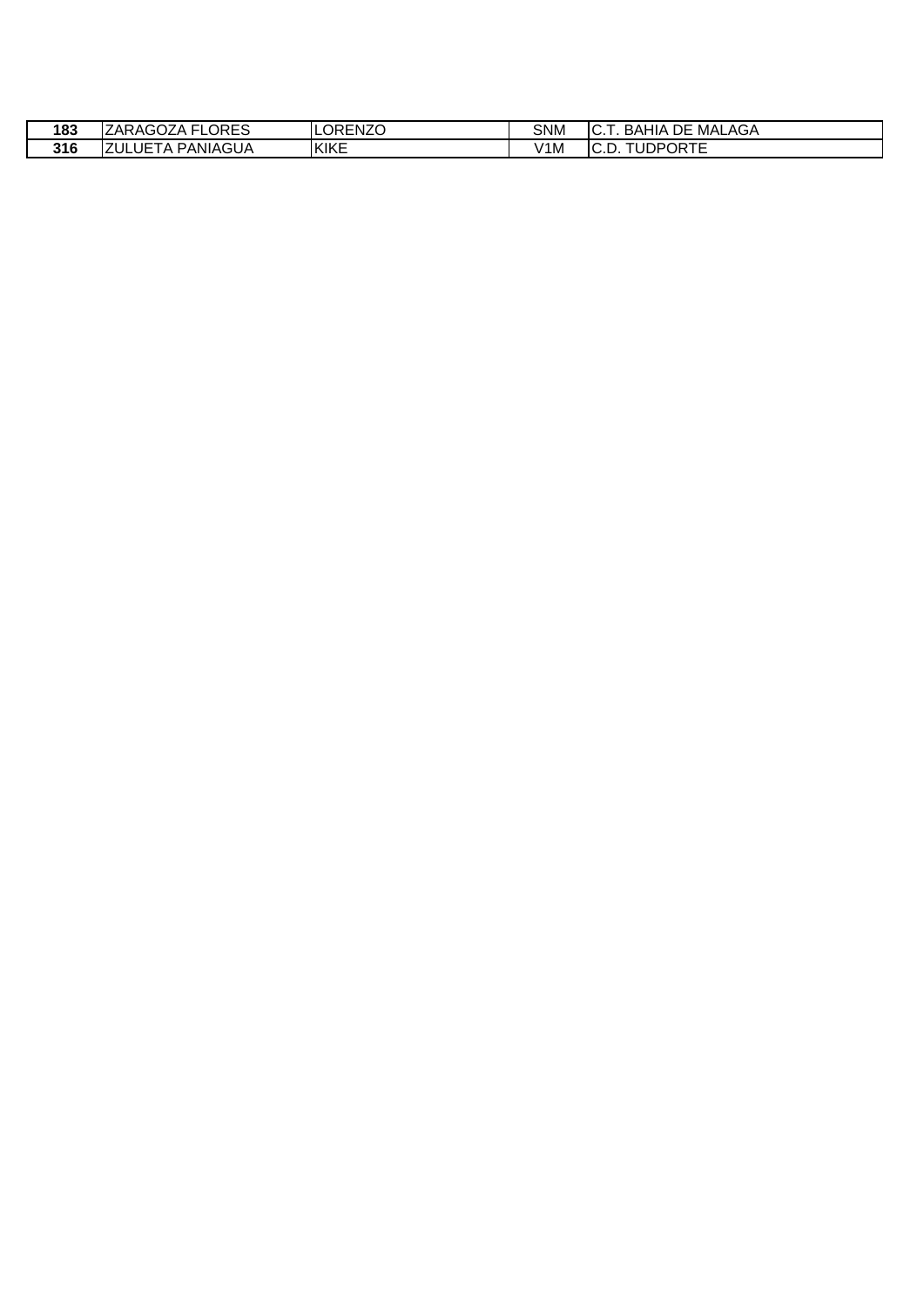| | | | | |
|---|---|---|---|---|
| **183** | ZARAGOZA FLORES | LORENZO | SNM | C.T. BAHIA DE MALAGA |
| **316** | ZULUETA PANIAGUA | KIKE | V1M | C.D. TUDPORTE |